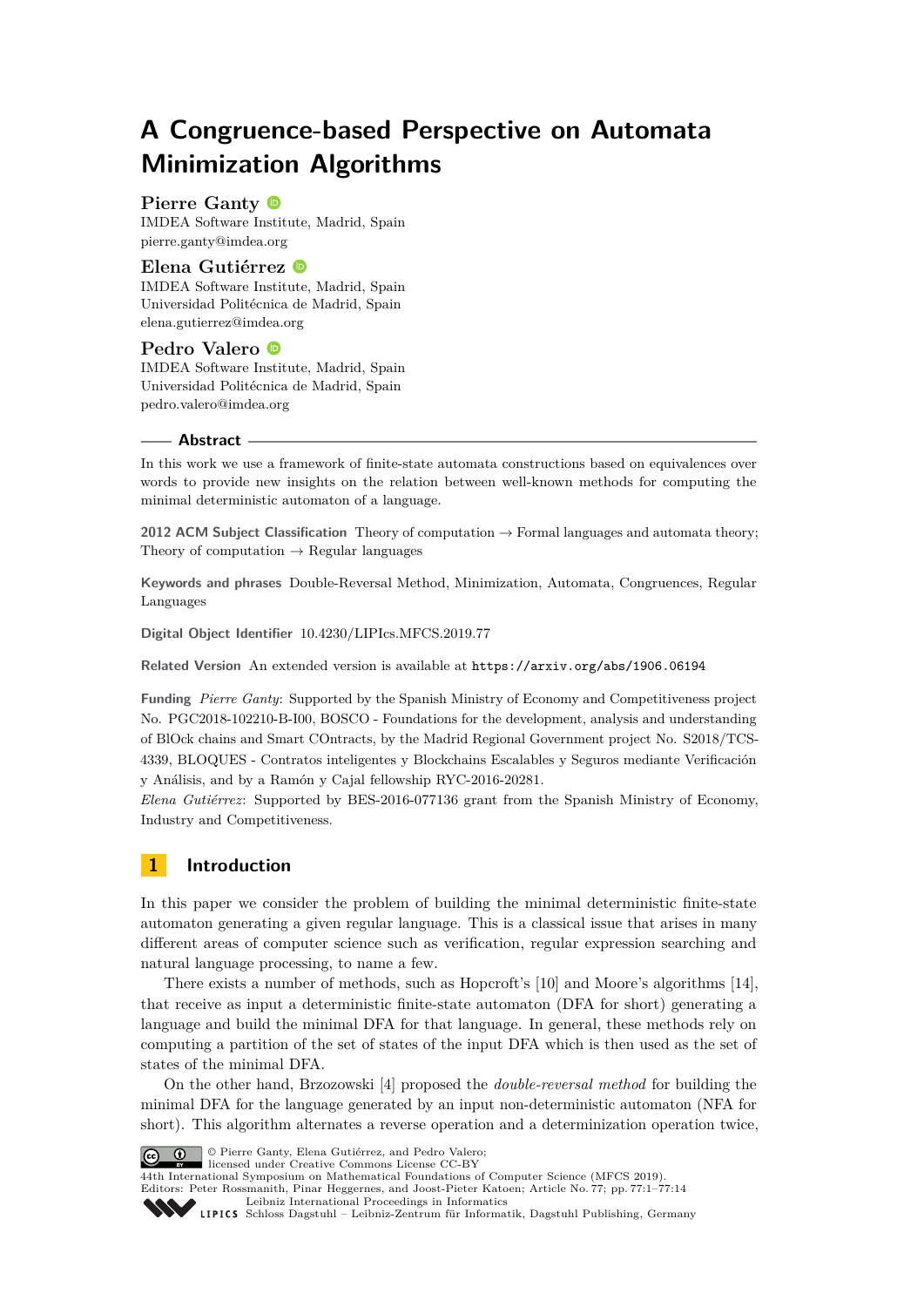# A Congruence-based Perspective on Automata Minimization Algorithms

**Pierre Ganty**
IMDEA Software Institute, Madrid, Spain
pierre.ganty@imdea.org

**Elena Gutiérrez**
IMDEA Software Institute, Madrid, Spain
Universidad Politécnica de Madrid, Spain
elena.gutierrez@imdea.org

**Pedro Valero**
IMDEA Software Institute, Madrid, Spain
Universidad Politécnica de Madrid, Spain
pedro.valero@imdea.org

## Abstract

In this work we use a framework of finite-state automata constructions based on equivalences over words to provide new insights on the relation between well-known methods for computing the minimal deterministic automaton of a language.

**2012 ACM Subject Classification** Theory of computation → Formal languages and automata theory; Theory of computation → Regular languages

**Keywords and phrases** Double-Reversal Method, Minimization, Automata, Congruences, Regular Languages

**Digital Object Identifier** 10.4230/LIPIcs.MFCS.2019.77

**Related Version** An extended version is available at `https://arxiv.org/abs/1906.06194`

**Funding** *Pierre Ganty*: Supported by the Spanish Ministry of Economy and Competitiveness project No. PGC2018-102210-B-I00, BOSCO - Foundations for the development, analysis and understanding of BlOck chains and Smart COntracts, by the Madrid Regional Government project No. S2018/TCS-4339, BLOQUES - Contratos inteligentes y Blockchains Escalables y Seguros mediante Verificación y Análisis, and by a Ramón y Cajal fellowship RYC-2016-20281.
*Elena Gutiérrez*: Supported by BES-2016-077136 grant from the Spanish Ministry of Economy, Industry and Competitiveness.

## 1 Introduction

In this paper we consider the problem of building the minimal deterministic finite-state automaton generating a given regular language. This is a classical issue that arises in many different areas of computer science such as verification, regular expression searching and natural language processing, to name a few.

There exists a number of methods, such as Hopcroft's [10] and Moore's algorithms [14], that receive as input a deterministic finite-state automaton (DFA for short) generating a language and build the minimal DFA for that language. In general, these methods rely on computing a partition of the set of states of the input DFA which is then used as the set of states of the minimal DFA.

On the other hand, Brzozowski [4] proposed the *double-reversal method* for building the minimal DFA for the language generated by an input non-deterministic automaton (NFA for short). This algorithm alternates a reverse operation and a determinization operation twice,

© Pierre Ganty, Elena Gutiérrez, and Pedro Valero;
licensed under Creative Commons License CC-BY
44th International Symposium on Mathematical Foundations of Computer Science (MFCS 2019).
Editors: Peter Rossmanith, Pinar Heggernes, and Joost-Pieter Katoen; Article No. 77; pp. 77:1–77:14
Leibniz International Proceedings in Informatics
Schloss Dagstuhl – Leibniz-Zentrum für Informatik, Dagstuhl Publishing, Germany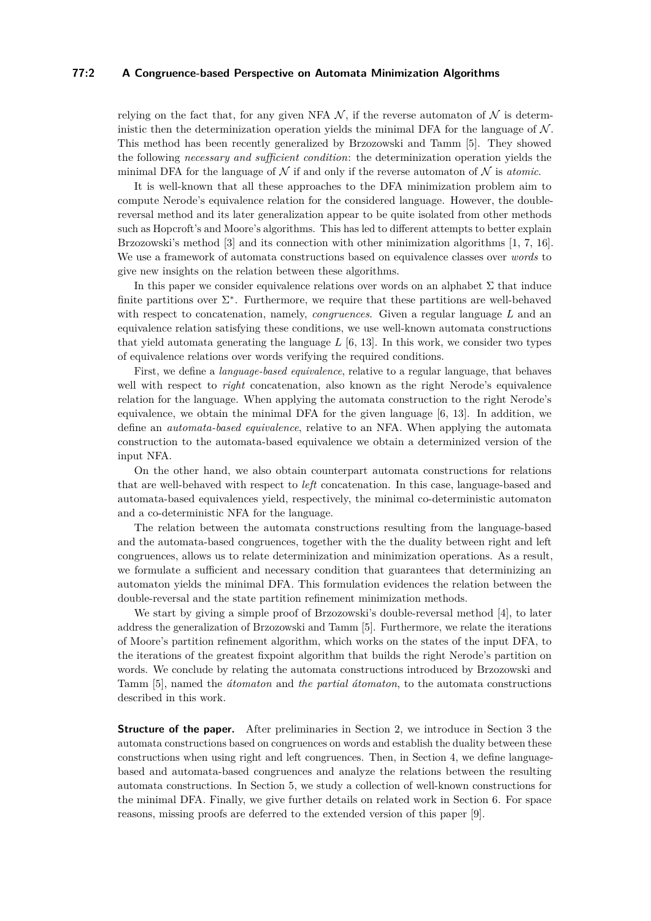relying on the fact that, for any given NFA $\mathcal{N}$, if the reverse automaton of $\mathcal{N}$ is deterministic then the determinization operation yields the minimal DFA for the language of $\mathcal{N}$. This method has been recently generalized by Brzozowski and Tamm [5]. They showed the following *necessary and sufficient condition*: the determinization operation yields the minimal DFA for the language of $\mathcal{N}$ if and only if the reverse automaton of $\mathcal{N}$ is *atomic*.

It is well-known that all these approaches to the DFA minimization problem aim to compute Nerode's equivalence relation for the considered language. However, the double-reversal method and its later generalization appear to be quite isolated from other methods such as Hopcroft's and Moore's algorithms. This has led to different attempts to better explain Brzozowski's method [3] and its connection with other minimization algorithms [1, 7, 16]. We use a framework of automata constructions based on equivalence classes over *words* to give new insights on the relation between these algorithms.

In this paper we consider equivalence relations over words on an alphabet $\Sigma$ that induce finite partitions over $\Sigma^*$. Furthermore, we require that these partitions are well-behaved with respect to concatenation, namely, *congruences*. Given a regular language $L$ and an equivalence relation satisfying these conditions, we use well-known automata constructions that yield automata generating the language $L$ [6, 13]. In this work, we consider two types of equivalence relations over words verifying the required conditions.

First, we define a *language-based equivalence*, relative to a regular language, that behaves well with respect to *right* concatenation, also known as the right Nerode's equivalence relation for the language. When applying the automata construction to the right Nerode's equivalence, we obtain the minimal DFA for the given language [6, 13]. In addition, we define an *automata-based equivalence*, relative to an NFA. When applying the automata construction to the automata-based equivalence we obtain a determinized version of the input NFA.

On the other hand, we also obtain counterpart automata constructions for relations that are well-behaved with respect to *left* concatenation. In this case, language-based and automata-based equivalences yield, respectively, the minimal co-deterministic automaton and a co-deterministic NFA for the language.

The relation between the automata constructions resulting from the language-based and the automata-based congruences, together with the the duality between right and left congruences, allows us to relate determinization and minimization operations. As a result, we formulate a sufficient and necessary condition that guarantees that determinizing an automaton yields the minimal DFA. This formulation evidences the relation between the double-reversal and the state partition refinement minimization methods.

We start by giving a simple proof of Brzozowski's double-reversal method [4], to later address the generalization of Brzozowski and Tamm [5]. Furthermore, we relate the iterations of Moore's partition refinement algorithm, which works on the states of the input DFA, to the iterations of the greatest fixpoint algorithm that builds the right Nerode's partition on words. We conclude by relating the automata constructions introduced by Brzozowski and Tamm [5], named the *átomaton* and *the partial átomaton*, to the automata constructions described in this work.

**Structure of the paper.** After preliminaries in Section 2, we introduce in Section 3 the automata constructions based on congruences on words and establish the duality between these constructions when using right and left congruences. Then, in Section 4, we define language-based and automata-based congruences and analyze the relations between the resulting automata constructions. In Section 5, we study a collection of well-known constructions for the minimal DFA. Finally, we give further details on related work in Section 6. For space reasons, missing proofs are deferred to the extended version of this paper [9].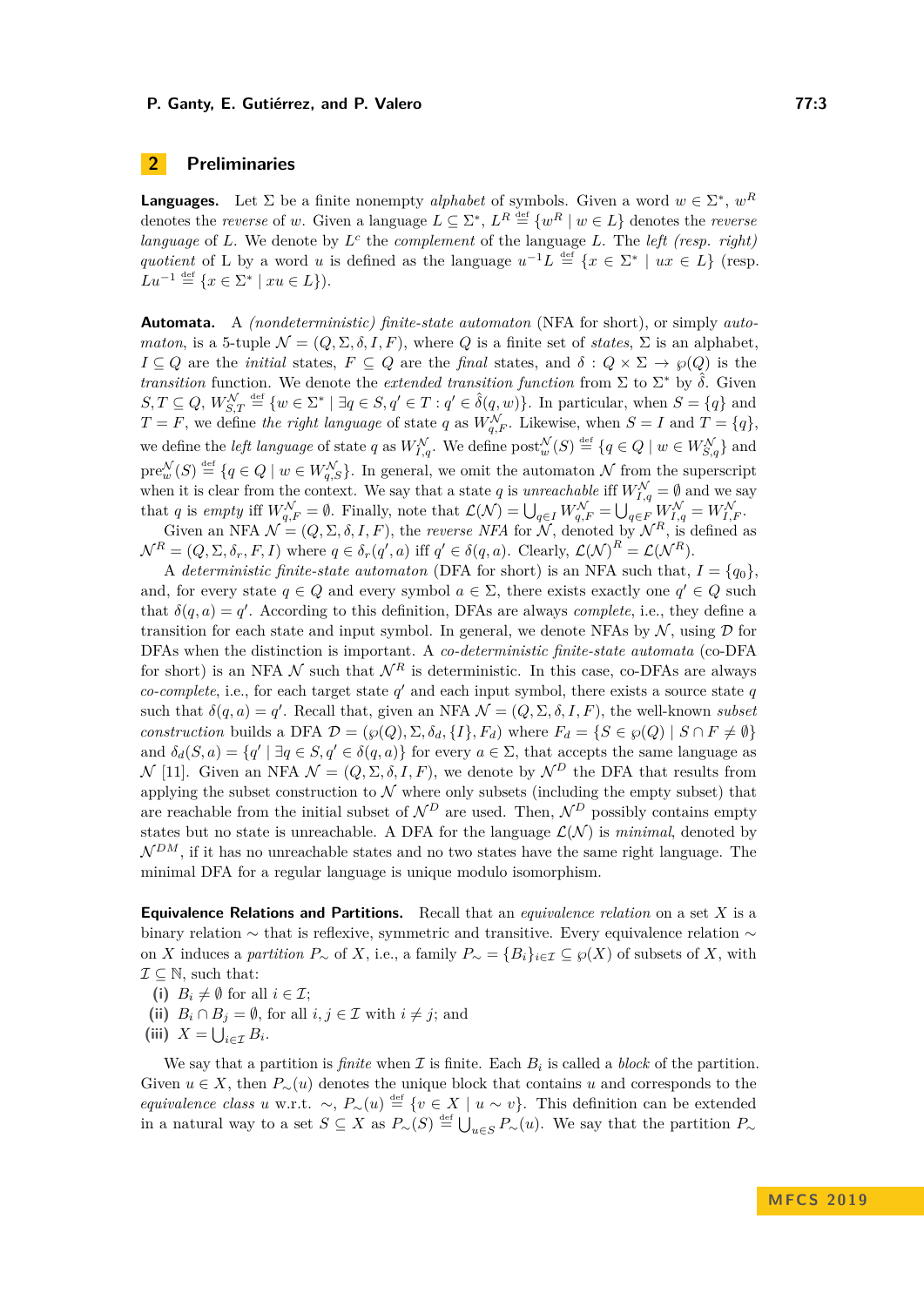## 2 Preliminaries

**Languages.** Let $\Sigma$ be a finite nonempty *alphabet* of symbols. Given a word $w \in \Sigma^*$, $w^R$ denotes the *reverse* of $w$. Given a language $L \subseteq \Sigma^*$, $L^R \stackrel{\text{def}}{=} \{w^R \mid w \in L\}$ denotes the *reverse language* of $L$. We denote by $L^c$ the *complement* of the language $L$. The *left (resp. right) quotient* of L by a word $u$ is defined as the language $u^{-1}L \stackrel{\text{def}}{=} \{x \in \Sigma^* \mid ux \in L\}$ (resp. $Lu^{-1} \stackrel{\text{def}}{=} \{x \in \Sigma^* \mid xu \in L\}$).

**Automata.** A *(nondeterministic) finite-state automaton* (NFA for short), or simply *automaton*, is a 5-tuple $\mathcal{N} = (Q, \Sigma, \delta, I, F)$, where $Q$ is a finite set of *states*, $\Sigma$ is an alphabet, $I \subseteq Q$ are the *initial* states, $F \subseteq Q$ are the *final* states, and $\delta : Q \times \Sigma \to \wp(Q)$ is the *transition* function. We denote the *extended transition function* from $\Sigma$ to $\Sigma^*$ by $\hat{\delta}$. Given $S, T \subseteq Q$, $W^{\mathcal{N}}_{S,T} \stackrel{\text{def}}{=} \{w \in \Sigma^* \mid \exists q \in S, q' \in T : q' \in \hat{\delta}(q, w)\}$. In particular, when $S = \{q\}$ and $T = F$, we define *the right language* of state $q$ as $W^{\mathcal{N}}_{q,F}$. Likewise, when $S = I$ and $T = \{q\}$, we define the *left language* of state $q$ as $W^{\mathcal{N}}_{I,q}$. We define $\text{post}^{\mathcal{N}}_w(S) \stackrel{\text{def}}{=} \{q \in Q \mid w \in W^{\mathcal{N}}_{S,q}\}$ and $\text{pre}^{\mathcal{N}}_w(S) \stackrel{\text{def}}{=} \{q \in Q \mid w \in W^{\mathcal{N}}_{q,S}\}$. In general, we omit the automaton $\mathcal{N}$ from the superscript when it is clear from the context. We say that a state $q$ is *unreachable* iff $W^{\mathcal{N}}_{I,q} = \emptyset$ and we say that $q$ is *empty* iff $W^{\mathcal{N}}_{q,F} = \emptyset$. Finally, note that $\mathcal{L}(\mathcal{N}) = \bigcup_{q \in I} W^{\mathcal{N}}_{q,F} = \bigcup_{q \in F} W^{\mathcal{N}}_{I,q} = W^{\mathcal{N}}_{I,F}$.

Given an NFA $\mathcal{N} = (Q, \Sigma, \delta, I, F)$, the *reverse NFA* for $\mathcal{N}$, denoted by $\mathcal{N}^R$, is defined as $\mathcal{N}^R = (Q, \Sigma, \delta_r, F, I)$ where $q \in \delta_r(q', a)$ iff $q' \in \delta(q, a)$. Clearly, $\mathcal{L}(\mathcal{N})^R = \mathcal{L}(\mathcal{N}^R)$.

A *deterministic finite-state automaton* (DFA for short) is an NFA such that, $I = \{q_0\}$, and, for every state $q \in Q$ and every symbol $a \in \Sigma$, there exists exactly one $q' \in Q$ such that $\delta(q, a) = q'$. According to this definition, DFAs are always *complete*, i.e., they define a transition for each state and input symbol. In general, we denote NFAs by $\mathcal{N}$, using $\mathcal{D}$ for DFAs when the distinction is important. A *co-deterministic finite-state automata* (co-DFA for short) is an NFA $\mathcal{N}$ such that $\mathcal{N}^R$ is deterministic. In this case, co-DFAs are always *co-complete*, i.e., for each target state $q'$ and each input symbol, there exists a source state $q$ such that $\delta(q, a) = q'$. Recall that, given an NFA $\mathcal{N} = (Q, \Sigma, \delta, I, F)$, the well-known *subset construction* builds a DFA $\mathcal{D} = (\wp(Q), \Sigma, \delta_d, \{I\}, F_d)$ where $F_d = \{S \in \wp(Q) \mid S \cap F \neq \emptyset\}$ and $\delta_d(S, a) = \{q' \mid \exists q \in S, q' \in \delta(q, a)\}$ for every $a \in \Sigma$, that accepts the same language as $\mathcal{N}$ [11]. Given an NFA $\mathcal{N} = (Q, \Sigma, \delta, I, F)$, we denote by $\mathcal{N}^D$ the DFA that results from applying the subset construction to $\mathcal{N}$ where only subsets (including the empty subset) that are reachable from the initial subset of $\mathcal{N}^D$ are used. Then, $\mathcal{N}^D$ possibly contains empty states but no state is unreachable. A DFA for the language $\mathcal{L}(\mathcal{N})$ is *minimal*, denoted by $\mathcal{N}^{DM}$, if it has no unreachable states and no two states have the same right language. The minimal DFA for a regular language is unique modulo isomorphism.

**Equivalence Relations and Partitions.** Recall that an *equivalence relation* on a set $X$ is a binary relation $\sim$ that is reflexive, symmetric and transitive. Every equivalence relation $\sim$ on $X$ induces a *partition* $P_\sim$ of $X$, i.e., a family $P_\sim = \{B_i\}_{i \in \mathcal{I}} \subseteq \wp(X)$ of subsets of $X$, with $\mathcal{I} \subseteq \mathbb{N}$, such that:

**(i)** $B_i \neq \emptyset$ for all $i \in \mathcal{I}$;
**(ii)** $B_i \cap B_j = \emptyset$, for all $i, j \in \mathcal{I}$ with $i \neq j$; and
**(iii)** $X = \bigcup_{i \in \mathcal{I}} B_i$.

We say that a partition is *finite* when $\mathcal{I}$ is finite. Each $B_i$ is called a *block* of the partition. Given $u \in X$, then $P_\sim(u)$ denotes the unique block that contains $u$ and corresponds to the *equivalence class* $u$ w.r.t. $\sim$, $P_\sim(u) \stackrel{\text{def}}{=} \{v \in X \mid u \sim v\}$. This definition can be extended in a natural way to a set $S \subseteq X$ as $P_\sim(S) \stackrel{\text{def}}{=} \bigcup_{u \in S} P_\sim(u)$. We say that the partition $P_\sim$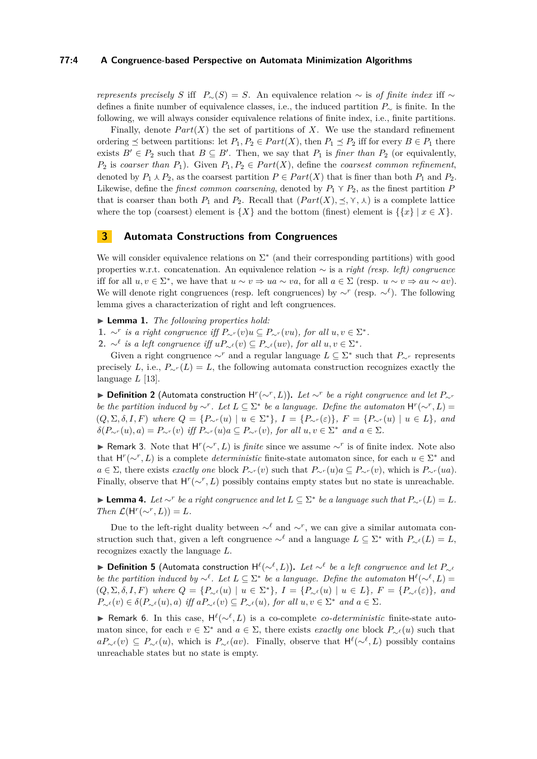*represents precisely* $S$ iff $P_\sim(S) = S$. An equivalence relation $\sim$ is *of finite index* iff $\sim$ defines a finite number of equivalence classes, i.e., the induced partition $P_\sim$ is finite. In the following, we will always consider equivalence relations of finite index, i.e., finite partitions.

Finally, denote $Part(X)$ the set of partitions of $X$. We use the standard refinement ordering $\preceq$ between partitions: let $P_1, P_2 \in Part(X)$, then $P_1 \preceq P_2$ iff for every $B \in P_1$ there exists $B' \in P_2$ such that $B \subseteq B'$. Then, we say that $P_1$ is *finer than* $P_2$ (or equivalently, $P_2$ is *coarser than* $P_1$). Given $P_1, P_2 \in Part(X)$, define the *coarsest common refinement*, denoted by $P_1 \curlywedge P_2$, as the coarsest partition $P \in Part(X)$ that is finer than both $P_1$ and $P_2$. Likewise, define the *finest common coarsening*, denoted by $P_1 \curlyvee P_2$, as the finest partition $P$ that is coarser than both $P_1$ and $P_2$. Recall that $(Part(X), \preceq, \curlyvee, \curlywedge)$ is a complete lattice where the top (coarsest) element is $\{X\}$ and the bottom (finest) element is $\{\{x\} \mid x \in X\}$.

## 3 Automata Constructions from Congruences

We will consider equivalence relations on $\Sigma^*$ (and their corresponding partitions) with good properties w.r.t. concatenation. An equivalence relation $\sim$ is a *right (resp. left) congruence* iff for all $u, v \in \Sigma^*$, we have that $u \sim v \Rightarrow ua \sim va$, for all $a \in \Sigma$ (resp. $u \sim v \Rightarrow au \sim av$). We will denote right congruences (resp. left congruences) by $\sim^r$ (resp. $\sim^\ell$). The following lemma gives a characterization of right and left congruences.

▶ **Lemma 1.** *The following properties hold:*
1. $\sim^r$ *is a right congruence iff* $P_{\sim^r}(v)u \subseteq P_{\sim^r}(vu)$*, for all* $u, v \in \Sigma^*$.
2. $\sim^\ell$ *is a left congruence iff* $uP_{\sim^\ell}(v) \subseteq P_{\sim^\ell}(uv)$*, for all* $u, v \in \Sigma^*$.

Given a right congruence $\sim^r$ and a regular language $L \subseteq \Sigma^*$ such that $P_{\sim^r}$ represents precisely $L$, i.e., $P_{\sim^r}(L) = L$, the following automata construction recognizes exactly the language $L$ [13].

▶ **Definition 2** (Automata construction $\mathsf{H}^r(\sim^r, L)$). *Let* $\sim^r$ *be a right congruence and let* $P_{\sim^r}$ *be the partition induced by* $\sim^r$*. Let* $L \subseteq \Sigma^*$ *be a language. Define the automaton* $\mathsf{H}^r(\sim^r, L) = (Q, \Sigma, \delta, I, F)$ *where* $Q = \{P_{\sim^r}(u) \mid u \in \Sigma^*\}$*,* $I = \{P_{\sim^r}(\varepsilon)\}$*,* $F = \{P_{\sim^r}(u) \mid u \in L\}$*, and* $\delta(P_{\sim^r}(u), a) = P_{\sim^r}(v)$ *iff* $P_{\sim^r}(u)a \subseteq P_{\sim^r}(v)$*, for all* $u, v \in \Sigma^*$ *and* $a \in \Sigma$.

▶ Remark 3. Note that $\mathsf{H}^r(\sim^r, L)$ is *finite* since we assume $\sim^r$ is of finite index. Note also that $\mathsf{H}^r(\sim^r, L)$ is a complete *deterministic* finite-state automaton since, for each $u \in \Sigma^*$ and $a \in \Sigma$, there exists *exactly one* block $P_{\sim^r}(v)$ such that $P_{\sim^r}(u)a \subseteq P_{\sim^r}(v)$, which is $P_{\sim^r}(ua)$. Finally, observe that $\mathsf{H}^r(\sim^r, L)$ possibly contains empty states but no state is unreachable.

▶ **Lemma 4.** *Let* $\sim^r$ *be a right congruence and let* $L \subseteq \Sigma^*$ *be a language such that* $P_{\sim^r}(L) = L$*. Then* $\mathcal{L}(\mathsf{H}^r(\sim^r, L)) = L$.

Due to the left-right duality between $\sim^\ell$ and $\sim^r$, we can give a similar automata construction such that, given a left congruence $\sim^\ell$ and a language $L \subseteq \Sigma^*$ with $P_{\sim^\ell}(L) = L$, recognizes exactly the language $L$.

▶ **Definition 5** (Automata construction $\mathsf{H}^\ell(\sim^\ell, L)$). *Let* $\sim^\ell$ *be a left congruence and let* $P_{\sim^\ell}$ *be the partition induced by* $\sim^\ell$*. Let* $L \subseteq \Sigma^*$ *be a language. Define the automaton* $\mathsf{H}^\ell(\sim^\ell, L) = (Q, \Sigma, \delta, I, F)$ *where* $Q = \{P_{\sim^\ell}(u) \mid u \in \Sigma^*\}$*,* $I = \{P_{\sim^\ell}(u) \mid u \in L\}$*,* $F = \{P_{\sim^\ell}(\varepsilon)\}$*, and* $P_{\sim^\ell}(v) \in \delta(P_{\sim^\ell}(u), a)$ *iff* $aP_{\sim^\ell}(v) \subseteq P_{\sim^\ell}(u)$*, for all* $u, v \in \Sigma^*$ *and* $a \in \Sigma$.

▶ Remark 6. In this case, $\mathsf{H}^\ell(\sim^\ell, L)$ is a co-complete *co-deterministic* finite-state automaton since, for each $v \in \Sigma^*$ and $a \in \Sigma$, there exists *exactly one* block $P_{\sim^\ell}(u)$ such that $aP_{\sim^\ell}(v) \subseteq P_{\sim^\ell}(u)$, which is $P_{\sim^\ell}(av)$. Finally, observe that $\mathsf{H}^\ell(\sim^\ell, L)$ possibly contains unreachable states but no state is empty.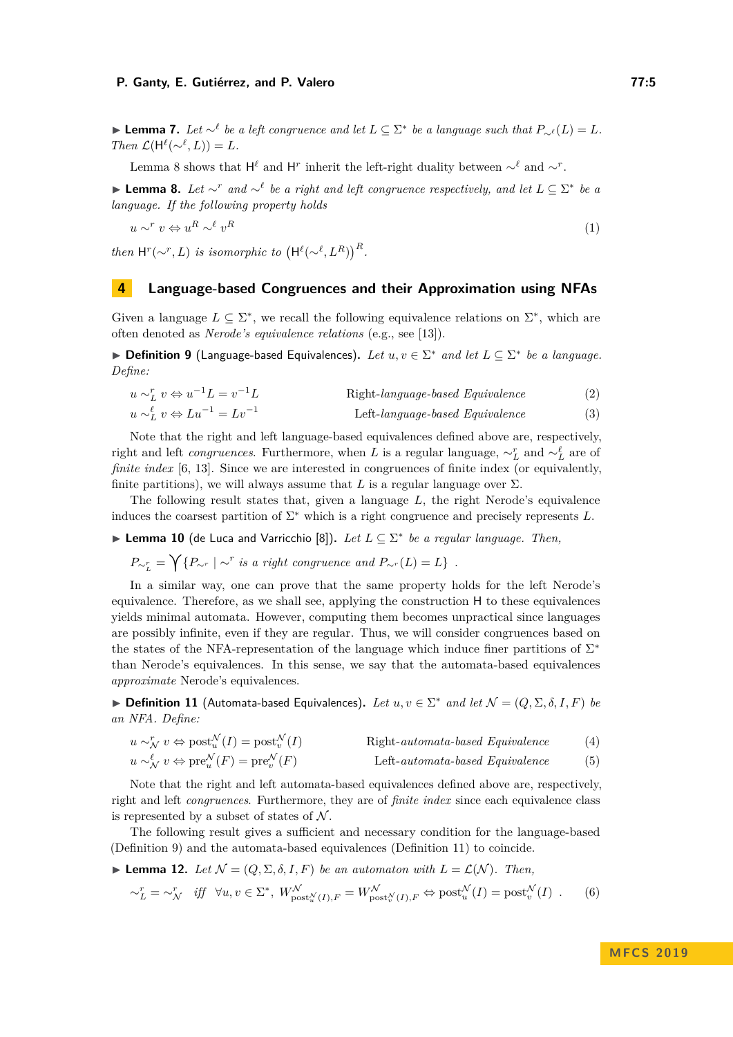▶ **Lemma 7.** *Let $\sim^\ell$ be a left congruence and let $L \subseteq \Sigma^*$ be a language such that $P_{\sim^\ell}(L) = L$. Then $\mathcal{L}(\mathsf{H}^\ell(\sim^\ell, L)) = L$.*

Lemma 8 shows that $\mathsf{H}^\ell$ and $\mathsf{H}^r$ inherit the left-right duality between $\sim^\ell$ and $\sim^r$.

▶ **Lemma 8.** *Let $\sim^r$ and $\sim^\ell$ be a right and left congruence respectively, and let $L \subseteq \Sigma^*$ be a language. If the following property holds*

$$u \sim^r v \Leftrightarrow u^R \sim^\ell v^R \tag{1}$$

*then $\mathsf{H}^r(\sim^r, L)$ is isomorphic to $\left(\mathsf{H}^\ell(\sim^\ell, L^R)\right)^R$.*

## 4 Language-based Congruences and their Approximation using NFAs

Given a language $L \subseteq \Sigma^*$, we recall the following equivalence relations on $\Sigma^*$, which are often denoted as *Nerode's equivalence relations* (e.g., see [13]).

▶ **Definition 9** (Language-based Equivalences). *Let $u, v \in \Sigma^*$ and let $L \subseteq \Sigma^*$ be a language. Define:*

$$u \sim^r_L v \Leftrightarrow u^{-1}L = v^{-1}L \qquad \text{Right-}\textit{language-based Equivalence} \tag{2}$$

$$u \sim^\ell_L v \Leftrightarrow Lu^{-1} = Lv^{-1} \qquad \text{Left-}\textit{language-based Equivalence} \tag{3}$$

Note that the right and left language-based equivalences defined above are, respectively, right and left *congruences*. Furthermore, when $L$ is a regular language, $\sim^r_L$ and $\sim^\ell_L$ are of *finite index* [6, 13]. Since we are interested in congruences of finite index (or equivalently, finite partitions), we will always assume that $L$ is a regular language over $\Sigma$.

The following result states that, given a language $L$, the right Nerode's equivalence induces the coarsest partition of $\Sigma^*$ which is a right congruence and precisely represents $L$.

▶ **Lemma 10** (de Luca and Varricchio [8]). *Let $L \subseteq \Sigma^*$ be a regular language. Then,*

$$P_{\sim^r_L} = \bigvee \{P_{\sim^r} \mid \sim^r \text{ is a right congruence and } P_{\sim^r}(L) = L\} \ .$$

In a similar way, one can prove that the same property holds for the left Nerode's equivalence. Therefore, as we shall see, applying the construction $\mathsf{H}$ to these equivalences yields minimal automata. However, computing them becomes unpractical since languages are possibly infinite, even if they are regular. Thus, we will consider congruences based on the states of the NFA-representation of the language which induce finer partitions of $\Sigma^*$ than Nerode's equivalences. In this sense, we say that the automata-based equivalences *approximate* Nerode's equivalences.

▶ **Definition 11** (Automata-based Equivalences). *Let $u, v \in \Sigma^*$ and let $\mathcal{N} = (Q, \Sigma, \delta, I, F)$ be an NFA. Define:*

$$u \sim^r_{\mathcal{N}} v \Leftrightarrow \mathrm{post}^{\mathcal{N}}_u(I) = \mathrm{post}^{\mathcal{N}}_v(I) \qquad \text{Right-}\textit{automata-based Equivalence} \tag{4}$$

$$u \sim^\ell_{\mathcal{N}} v \Leftrightarrow \mathrm{pre}^{\mathcal{N}}_u(F) = \mathrm{pre}^{\mathcal{N}}_v(F) \qquad \text{Left-}\textit{automata-based Equivalence} \tag{5}$$

Note that the right and left automata-based equivalences defined above are, respectively, right and left *congruences*. Furthermore, they are of *finite index* since each equivalence class is represented by a subset of states of $\mathcal{N}$.

The following result gives a sufficient and necessary condition for the language-based (Definition 9) and the automata-based equivalences (Definition 11) to coincide.

▶ **Lemma 12.** *Let $\mathcal{N} = (Q, \Sigma, \delta, I, F)$ be an automaton with $L = \mathcal{L}(\mathcal{N})$. Then,*

$$\sim^r_L = \sim^r_{\mathcal{N}} \quad \text{iff} \quad \forall u, v \in \Sigma^*,\ W^{\mathcal{N}}_{\mathrm{post}^{\mathcal{N}}_u(I), F} = W^{\mathcal{N}}_{\mathrm{post}^{\mathcal{N}}_v(I), F} \Leftrightarrow \mathrm{post}^{\mathcal{N}}_u(I) = \mathrm{post}^{\mathcal{N}}_v(I) \ . \tag{6}$$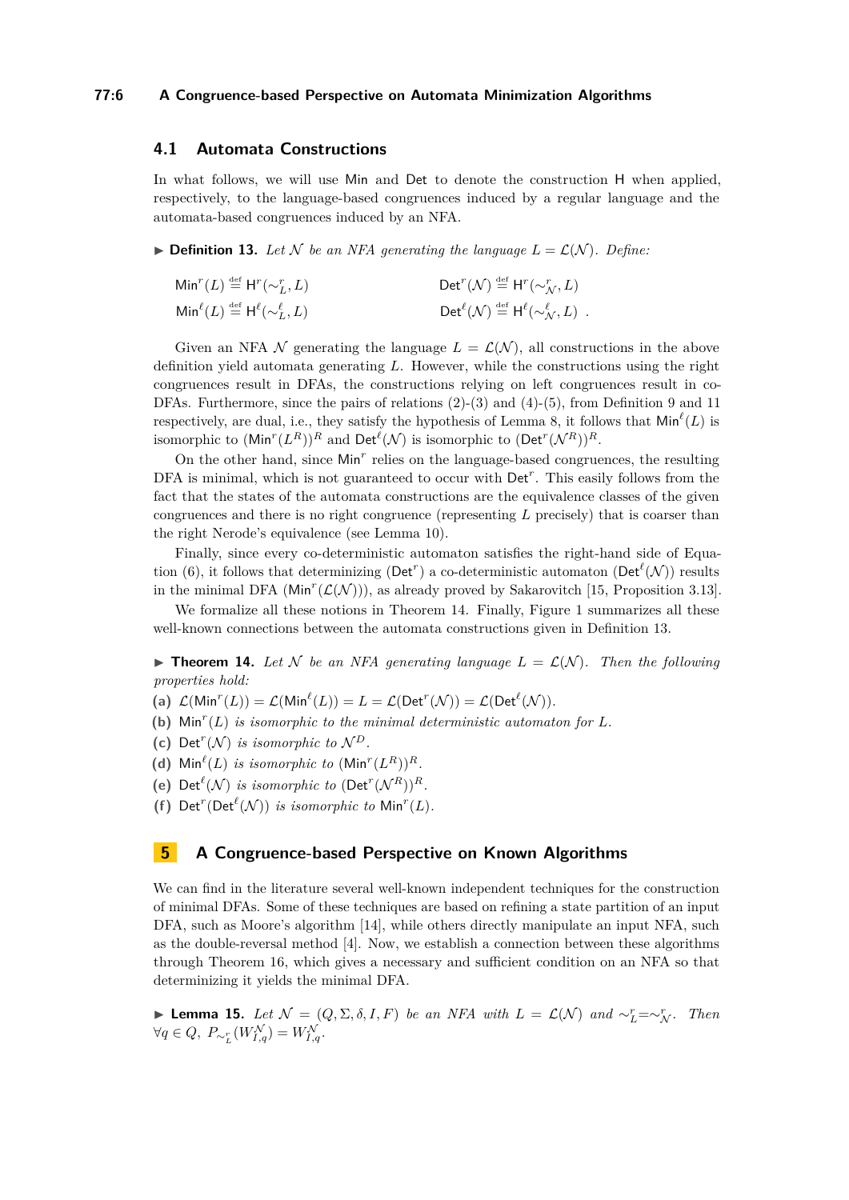### 4.1 Automata Constructions

In what follows, we will use $\mathsf{Min}$ and $\mathsf{Det}$ to denote the construction $\mathsf{H}$ when applied, respectively, to the language-based congruences induced by a regular language and the automata-based congruences induced by an NFA.

▶ **Definition 13.** *Let $\mathcal{N}$ be an NFA generating the language $L = \mathcal{L}(\mathcal{N})$. Define:*

$$\mathsf{Min}^r(L) \stackrel{\text{def}}{=} \mathsf{H}^r(\sim^r_L, L) \qquad\qquad \mathsf{Det}^r(\mathcal{N}) \stackrel{\text{def}}{=} \mathsf{H}^r(\sim^r_{\mathcal{N}}, L)$$
$$\mathsf{Min}^\ell(L) \stackrel{\text{def}}{=} \mathsf{H}^\ell(\sim^\ell_L, L) \qquad\qquad \mathsf{Det}^\ell(\mathcal{N}) \stackrel{\text{def}}{=} \mathsf{H}^\ell(\sim^\ell_{\mathcal{N}}, L)\ .$$

Given an NFA $\mathcal{N}$ generating the language $L = \mathcal{L}(\mathcal{N})$, all constructions in the above definition yield automata generating $L$. However, while the constructions using the right congruences result in DFAs, the constructions relying on left congruences result in co-DFAs. Furthermore, since the pairs of relations (2)-(3) and (4)-(5), from Definition 9 and 11 respectively, are dual, i.e., they satisfy the hypothesis of Lemma 8, it follows that $\mathsf{Min}^\ell(L)$ is isomorphic to $(\mathsf{Min}^r(L^R))^R$ and $\mathsf{Det}^\ell(\mathcal{N})$ is isomorphic to $(\mathsf{Det}^r(\mathcal{N}^R))^R$.

On the other hand, since $\mathsf{Min}^r$ relies on the language-based congruences, the resulting DFA is minimal, which is not guaranteed to occur with $\mathsf{Det}^r$. This easily follows from the fact that the states of the automata constructions are the equivalence classes of the given congruences and there is no right congruence (representing $L$ precisely) that is coarser than the right Nerode's equivalence (see Lemma 10).

Finally, since every co-deterministic automaton satisfies the right-hand side of Equation (6), it follows that determinizing ($\mathsf{Det}^r$) a co-deterministic automaton ($\mathsf{Det}^\ell(\mathcal{N})$) results in the minimal DFA ($\mathsf{Min}^r(\mathcal{L}(\mathcal{N}))$), as already proved by Sakarovitch [15, Proposition 3.13].

We formalize all these notions in Theorem 14. Finally, Figure 1 summarizes all these well-known connections between the automata constructions given in Definition 13.

▶ **Theorem 14.** *Let $\mathcal{N}$ be an NFA generating language $L = \mathcal{L}(\mathcal{N})$. Then the following properties hold:*

**(a)** $\mathcal{L}(\mathsf{Min}^r(L)) = \mathcal{L}(\mathsf{Min}^\ell(L)) = L = \mathcal{L}(\mathsf{Det}^r(\mathcal{N})) = \mathcal{L}(\mathsf{Det}^\ell(\mathcal{N}))$.
**(b)** $\mathsf{Min}^r(L)$ *is isomorphic to the minimal deterministic automaton for $L$.*
**(c)** $\mathsf{Det}^r(\mathcal{N})$ *is isomorphic to $\mathcal{N}^D$.*
**(d)** $\mathsf{Min}^\ell(L)$ *is isomorphic to* $(\mathsf{Min}^r(L^R))^R$.
**(e)** $\mathsf{Det}^\ell(\mathcal{N})$ *is isomorphic to* $(\mathsf{Det}^r(\mathcal{N}^R))^R$.
**(f)** $\mathsf{Det}^r(\mathsf{Det}^\ell(\mathcal{N}))$ *is isomorphic to* $\mathsf{Min}^r(L)$.

## 5 A Congruence-based Perspective on Known Algorithms

We can find in the literature several well-known independent techniques for the construction of minimal DFAs. Some of these techniques are based on refining a state partition of an input DFA, such as Moore's algorithm [14], while others directly manipulate an input NFA, such as the double-reversal method [4]. Now, we establish a connection between these algorithms through Theorem 16, which gives a necessary and sufficient condition on an NFA so that determinizing it yields the minimal DFA.

▶ **Lemma 15.** *Let $\mathcal{N} = (Q, \Sigma, \delta, I, F)$ be an NFA with $L = \mathcal{L}(\mathcal{N})$ and $\sim^r_L = \sim^r_{\mathcal{N}}$. Then $\forall q \in Q,\ P_{\sim^r_L}(W^{\mathcal{N}}_{I,q}) = W^{\mathcal{N}}_{I,q}$.*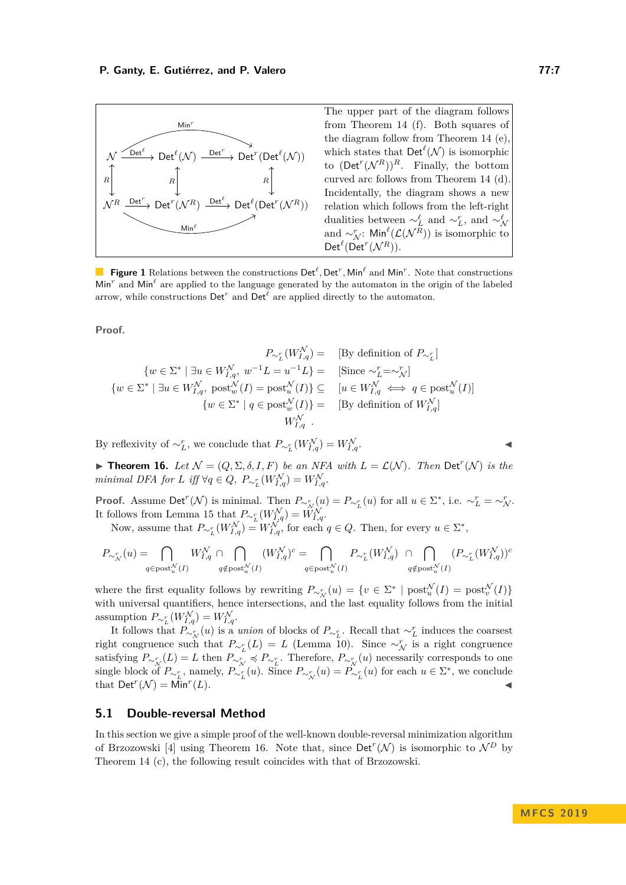The upper part of the diagram follows from Theorem 14 (f). Both squares of the diagram follow from Theorem 14 (e), which states that $\mathsf{Det}^{\ell}(\mathcal{N})$ is isomorphic to $(\mathsf{Det}^{r}(\mathcal{N}^R))^R$. Finally, the bottom curved arc follows from Theorem 14 (d). Incidentally, the diagram shows a new relation which follows from the left-right dualities between $\sim^{\ell}_{L}$ and $\sim^{r}_{L}$, and $\sim^{\ell}_{\mathcal{N}}$ and $\sim^{r}_{\mathcal{N}}$: $\mathsf{Min}^{\ell}(\mathcal{L}(\mathcal{N}^R))$ is isomorphic to $\mathsf{Det}^{\ell}(\mathsf{Det}^{r}(\mathcal{N}^R))$.

**Figure 1** Relations between the constructions $\mathsf{Det}^{\ell}$, $\mathsf{Det}^{r}$, $\mathsf{Min}^{\ell}$ and $\mathsf{Min}^{r}$. Note that constructions $\mathsf{Min}^{r}$ and $\mathsf{Min}^{\ell}$ are applied to the language generated by the automaton in the origin of the labeled arrow, while constructions $\mathsf{Det}^{r}$ and $\mathsf{Det}^{\ell}$ are applied directly to the automaton.

**Proof.**

$$
\begin{aligned}
P_{\sim^r_L}(W^{\mathcal{N}}_{I,q}) &= && [\text{By definition of } P_{\sim^r_L}] \\
\{w \in \Sigma^* \mid \exists u \in W^{\mathcal{N}}_{I,q},\ w^{-1}L = u^{-1}L\} &= && [\text{Since } \sim^r_L = \sim^r_{\mathcal{N}}] \\
\{w \in \Sigma^* \mid \exists u \in W^{\mathcal{N}}_{I,q},\ \mathrm{post}^{\mathcal{N}}_w(I) = \mathrm{post}^{\mathcal{N}}_u(I)\} &\subseteq && [u \in W^{\mathcal{N}}_{I,q} \iff q \in \mathrm{post}^{\mathcal{N}}_u(I)] \\
\{w \in \Sigma^* \mid q \in \mathrm{post}^{\mathcal{N}}_w(I)\} &= && [\text{By definition of } W^{\mathcal{N}}_{I,q}] \\
W^{\mathcal{N}}_{I,q}\ .
\end{aligned}
$$

By reflexivity of $\sim^r_L$, we conclude that $P_{\sim^r_L}(W^{\mathcal{N}}_{I,q}) = W^{\mathcal{N}}_{I,q}$. ◀

▶ **Theorem 16.** *Let $\mathcal{N} = (Q, \Sigma, \delta, I, F)$ be an NFA with $L = \mathcal{L}(\mathcal{N})$. Then $\mathsf{Det}^{r}(\mathcal{N})$ is the minimal DFA for $L$ iff $\forall q \in Q$, $P_{\sim^r_L}(W^{\mathcal{N}}_{I,q}) = W^{\mathcal{N}}_{I,q}$.*

**Proof.** Assume $\mathsf{Det}^{r}(\mathcal{N})$ is minimal. Then $P_{\sim^r_{\mathcal{N}}}(u) = P_{\sim^r_L}(u)$ for all $u \in \Sigma^*$, i.e. $\sim^r_L = \sim^r_{\mathcal{N}}$. It follows from Lemma 15 that $P_{\sim^r_L}(W^{\mathcal{N}}_{I,q}) = W^{\mathcal{N}}_{I,q}$.

Now, assume that $P_{\sim^r_L}(W^{\mathcal{N}}_{I,q}) = W^{\mathcal{N}}_{I,q}$, for each $q \in Q$. Then, for every $u \in \Sigma^*$,

$$
P_{\sim^r_{\mathcal{N}}}(u) = \bigcap_{q \in \mathrm{post}^{\mathcal{N}}_u(I)} W^{\mathcal{N}}_{I,q} \cap \bigcap_{q \notin \mathrm{post}^{\mathcal{N}}_u(I)} (W^{\mathcal{N}}_{I,q})^c = \bigcap_{q \in \mathrm{post}^{\mathcal{N}}_u(I)} P_{\sim^r_L}(W^{\mathcal{N}}_{I,q}) \cap \bigcap_{q \notin \mathrm{post}^{\mathcal{N}}_u(I)} (P_{\sim^r_L}(W^{\mathcal{N}}_{I,q}))^c
$$

where the first equality follows by rewriting $P_{\sim^r_{\mathcal{N}}}(u) = \{v \in \Sigma^* \mid \mathrm{post}^{\mathcal{N}}_u(I) = \mathrm{post}^{\mathcal{N}}_v(I)\}$ with universal quantifiers, hence intersections, and the last equality follows from the initial assumption $P_{\sim^r_L}(W^{\mathcal{N}}_{I,q}) = W^{\mathcal{N}}_{I,q}$.

It follows that $P_{\sim^r_{\mathcal{N}}}(u)$ is a *union* of blocks of $P_{\sim^r_L}$. Recall that $\sim^r_L$ induces the coarsest right congruence such that $P_{\sim^r_L}(L) = L$ (Lemma 10). Since $\sim^r_{\mathcal{N}}$ is a right congruence satisfying $P_{\sim^r_{\mathcal{N}}}(L) = L$ then $P_{\sim^r_{\mathcal{N}}} \preccurlyeq P_{\sim^r_L}$. Therefore, $P_{\sim^r_{\mathcal{N}}}(u)$ necessarily corresponds to one single block of $P_{\sim^r_L}$, namely, $P_{\sim^r_L}(u)$. Since $P_{\sim^r_{\mathcal{N}}}(u) = P_{\sim^r_L}(u)$ for each $u \in \Sigma^*$, we conclude that $\mathsf{Det}^{r}(\mathcal{N}) = \mathsf{Min}^{r}(L)$. ◀

## 5.1 Double-reversal Method

In this section we give a simple proof of the well-known double-reversal minimization algorithm of Brzozowski [4] using Theorem 16. Note that, since $\mathsf{Det}^{r}(\mathcal{N})$ is isomorphic to $\mathcal{N}^D$ by Theorem 14 (c), the following result coincides with that of Brzozowski.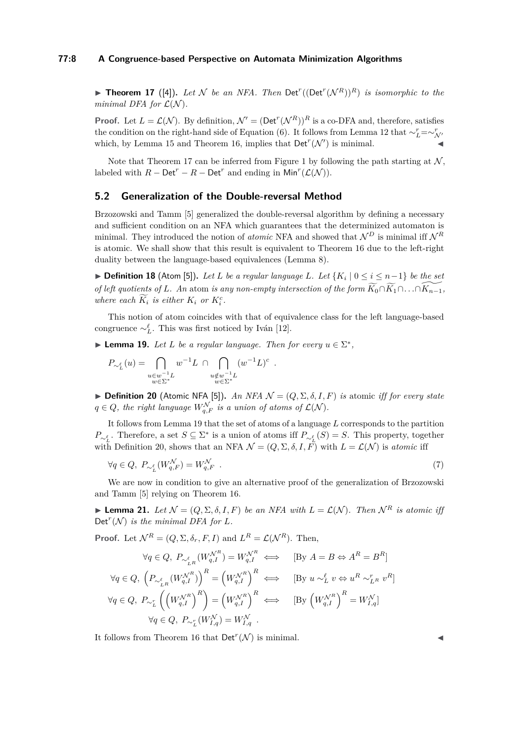▶ **Theorem 17** ([4])**.** *Let $\mathcal{N}$ be an NFA. Then $\mathsf{Det}^r((\mathsf{Det}^r(\mathcal{N}^R))^R)$ is isomorphic to the minimal DFA for $\mathcal{L}(\mathcal{N})$.*

**Proof.** Let $L = \mathcal{L}(\mathcal{N})$. By definition, $\mathcal{N}' = (\mathsf{Det}^r(\mathcal{N}^R))^R$ is a co-DFA and, therefore, satisfies the condition on the right-hand side of Equation (6). It follows from Lemma 12 that $\sim^r_L = \sim^r_{\mathcal{N}'}$ which, by Lemma 15 and Theorem 16, implies that $\mathsf{Det}^r(\mathcal{N}')$ is minimal. ◀

Note that Theorem 17 can be inferred from Figure 1 by following the path starting at $\mathcal{N}$, labeled with $R - \mathsf{Det}^r - R - \mathsf{Det}^r$ and ending in $\mathsf{Min}^r(\mathcal{L}(\mathcal{N}))$.

## 5.2 Generalization of the Double-reversal Method

Brzozowski and Tamm [5] generalized the double-reversal algorithm by defining a necessary and sufficient condition on an NFA which guarantees that the determinized automaton is minimal. They introduced the notion of *atomic* NFA and showed that $\mathcal{N}^D$ is minimal iff $\mathcal{N}^R$ is atomic. We shall show that this result is equivalent to Theorem 16 due to the left-right duality between the language-based equivalences (Lemma 8).

▶ **Definition 18** (Atom [5])**.** *Let $L$ be a regular language $L$. Let $\{K_i \mid 0 \leq i \leq n-1\}$ be the set of left quotients of $L$. An* atom *is any non-empty intersection of the form $\widetilde{K_0} \cap \widetilde{K_1} \cap \ldots \cap \widetilde{K_{n-1}}$, where each $\widetilde{K_i}$ is either $K_i$ or $K_i^c$.*

This notion of atom coincides with that of equivalence class for the left language-based congruence $\sim^\ell_L$. This was first noticed by Iván [12].

▶ **Lemma 19.** *Let $L$ be a regular language. Then for every $u \in \Sigma^*$,*

$$P_{\sim^\ell_L}(u) = \bigcap_{\substack{u \in w^{-1}L \\ w \in \Sigma^*}} w^{-1}L \;\cap \bigcap_{\substack{u \notin w^{-1}L \\ w \in \Sigma^*}} (w^{-1}L)^c \enspace .$$

▶ **Definition 20** (Atomic NFA [5])**.** *An NFA $\mathcal{N} = (Q, \Sigma, \delta, I, F)$ is* atomic *iff for every state $q \in Q$, the right language $W^{\mathcal{N}}_{q,F}$ is a union of atoms of $\mathcal{L}(\mathcal{N})$.*

It follows from Lemma 19 that the set of atoms of a language $L$ corresponds to the partition $P_{\sim^\ell_L}$. Therefore, a set $S \subseteq \Sigma^*$ is a union of atoms iff $P_{\sim^\ell_L}(S) = S$. This property, together with Definition 20, shows that an NFA $\mathcal{N} = (Q, \Sigma, \delta, I, F)$ with $L = \mathcal{L}(\mathcal{N})$ is *atomic* iff

$$\forall q \in Q,\; P_{\sim^\ell_L}(W^{\mathcal{N}}_{q,F}) = W^{\mathcal{N}}_{q,F} \enspace . \tag{7}$$

We are now in condition to give an alternative proof of the generalization of Brzozowski and Tamm [5] relying on Theorem 16.

▶ **Lemma 21.** *Let $\mathcal{N} = (Q, \Sigma, \delta, I, F)$ be an NFA with $L = \mathcal{L}(\mathcal{N})$. Then $\mathcal{N}^R$ is atomic iff $\mathsf{Det}^r(\mathcal{N})$ is the minimal DFA for $L$.*

**Proof.** Let $\mathcal{N}^R = (Q, \Sigma, \delta_r, F, I)$ and $L^R = \mathcal{L}(\mathcal{N}^R)$. Then,

$$\begin{aligned}
\forall q \in Q,\; P_{\sim^\ell_{L^R}}(W^{\mathcal{N}^R}_{q,I}) = W^{\mathcal{N}^R}_{q,I} &\iff \quad [\text{By } A = B \Leftrightarrow A^R = B^R] \\
\forall q \in Q,\; \left(P_{\sim^\ell_{L^R}}(W^{\mathcal{N}^R}_{q,I})\right)^R = \left(W^{\mathcal{N}^R}_{q,I}\right)^R &\iff \quad [\text{By } u \sim^\ell_L v \Leftrightarrow u^R \sim^r_{L^R} v^R] \\
\forall q \in Q,\; P_{\sim^r_L}\left(\left(W^{\mathcal{N}^R}_{q,I}\right)^R\right) = \left(W^{\mathcal{N}^R}_{q,I}\right)^R &\iff \quad [\text{By } \left(W^{\mathcal{N}^R}_{q,I}\right)^R = W^{\mathcal{N}}_{I,q}] \\
\forall q \in Q,\; P_{\sim^r_L}(W^{\mathcal{N}}_{I,q}) = W^{\mathcal{N}}_{I,q} &\enspace .
\end{aligned}$$

It follows from Theorem 16 that $\mathsf{Det}^r(\mathcal{N})$ is minimal. ◀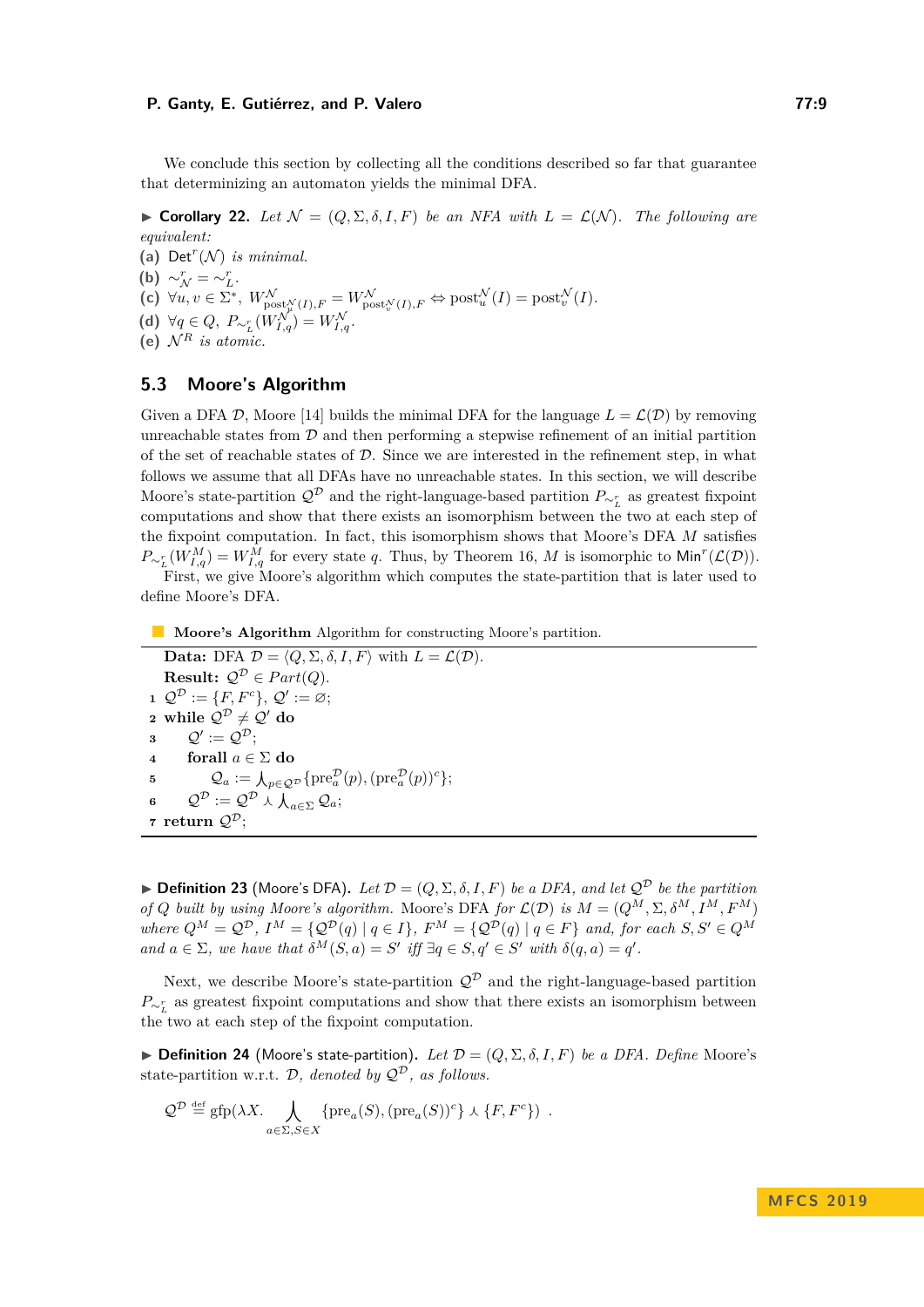We conclude this section by collecting all the conditions described so far that guarantee that determinizing an automaton yields the minimal DFA.

▶ **Corollary 22.** *Let $\mathcal{N} = (Q, \Sigma, \delta, I, F)$ be an NFA with $L = \mathcal{L}(\mathcal{N})$. The following are equivalent:*

**(a)** $\mathsf{Det}^r(\mathcal{N})$ *is minimal.*

**(b)** $\sim^r_{\mathcal{N}} = \sim^r_L$.

**(c)** $\forall u, v \in \Sigma^*,\ W^{\mathcal{N}}_{\text{post}^{\mathcal{N}}_u(I),F} = W^{\mathcal{N}}_{\text{post}^{\mathcal{N}}_v(I),F} \Leftrightarrow \text{post}^{\mathcal{N}}_u(I) = \text{post}^{\mathcal{N}}_v(I)$.

**(d)** $\forall q \in Q,\ P_{\sim^r_L}(W^{\mathcal{N}}_{I,q}) = W^{\mathcal{N}}_{I,q}$.

**(e)** $\mathcal{N}^R$ *is atomic.*

## 5.3 Moore's Algorithm

Given a DFA $\mathcal{D}$, Moore [14] builds the minimal DFA for the language $L = \mathcal{L}(\mathcal{D})$ by removing unreachable states from $\mathcal{D}$ and then performing a stepwise refinement of an initial partition of the set of reachable states of $\mathcal{D}$. Since we are interested in the refinement step, in what follows we assume that all DFAs have no unreachable states. In this section, we will describe Moore's state-partition $\mathcal{Q}^{\mathcal{D}}$ and the right-language-based partition $P_{\sim^r_L}$ as greatest fixpoint computations and show that there exists an isomorphism between the two at each step of the fixpoint computation. In fact, this isomorphism shows that Moore's DFA $M$ satisfies $P_{\sim^r_L}(W^M_{I,q}) = W^M_{I,q}$ for every state $q$. Thus, by Theorem 16, $M$ is isomorphic to $\mathsf{Min}^r(\mathcal{L}(\mathcal{D}))$.

First, we give Moore's algorithm which computes the state-partition that is later used to define Moore's DFA.

**Moore's Algorithm** Algorithm for constructing Moore's partition.

```
   Data: DFA 𝒟 = ⟨Q, Σ, δ, I, F⟩ with L = ℒ(𝒟).
   Result: 𝒬^𝒟 ∈ Part(Q).
 1 𝒬^𝒟 := {F, F^c}, 𝒬′ := ∅;
 2 while 𝒬^𝒟 ≠ 𝒬′ do
 3     𝒬′ := 𝒬^𝒟;
 4     forall a ∈ Σ do
 5         𝒬_a := ⋏_{p∈𝒬^𝒟} {pre_a^𝒟(p), (pre_a^𝒟(p))^c};
 6     𝒬^𝒟 := 𝒬^𝒟 ⋏ ⋏_{a∈Σ} 𝒬_a;
 7 return 𝒬^𝒟;
```

▶ **Definition 23** (Moore's DFA)**.** *Let $\mathcal{D} = (Q, \Sigma, \delta, I, F)$ be a DFA, and let $\mathcal{Q}^{\mathcal{D}}$ be the partition of $Q$ built by using Moore's algorithm.* Moore's DFA *for $\mathcal{L}(\mathcal{D})$ is $M = (Q^M, \Sigma, \delta^M, I^M, F^M)$ where $Q^M = \mathcal{Q}^{\mathcal{D}}$, $I^M = \{\mathcal{Q}^{\mathcal{D}}(q) \mid q \in I\}$, $F^M = \{\mathcal{Q}^{\mathcal{D}}(q) \mid q \in F\}$ and, for each $S, S' \in Q^M$ and $a \in \Sigma$, we have that $\delta^M(S, a) = S'$ iff $\exists q \in S, q' \in S'$ with $\delta(q, a) = q'$.*

Next, we describe Moore's state-partition $\mathcal{Q}^{\mathcal{D}}$ and the right-language-based partition $P_{\sim^r_L}$ as greatest fixpoint computations and show that there exists an isomorphism between the two at each step of the fixpoint computation.

▶ **Definition 24** (Moore's state-partition)**.** *Let $\mathcal{D} = (Q, \Sigma, \delta, I, F)$ be a DFA. Define* Moore's state-partition w.r.t. $\mathcal{D}$*, denoted by $\mathcal{Q}^{\mathcal{D}}$, as follows.*

$$\mathcal{Q}^{\mathcal{D}} \stackrel{\text{def}}{=} \text{gfp}(\lambda X. \bigcurlywedge_{a \in \Sigma, S \in X} \{\text{pre}_a(S), (\text{pre}_a(S))^c\} \curlywedge \{F, F^c\}) \ .$$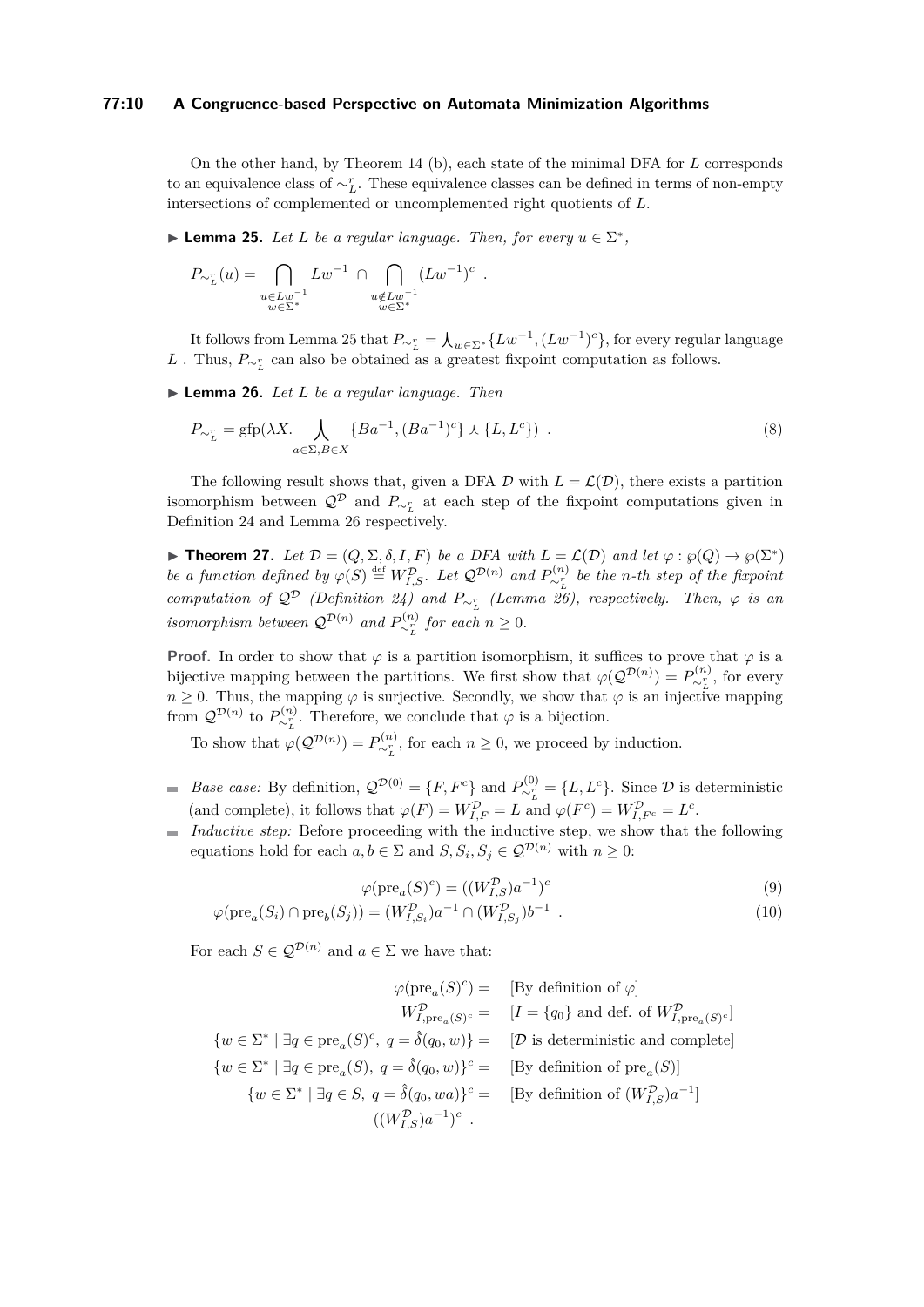On the other hand, by Theorem 14 (b), each state of the minimal DFA for $L$ corresponds to an equivalence class of $\sim^r_L$. These equivalence classes can be defined in terms of non-empty intersections of complemented or uncomplemented right quotients of $L$.

▶ **Lemma 25.** *Let $L$ be a regular language. Then, for every $u \in \Sigma^*$,*

$$P_{\sim^r_L}(u) = \bigcap_{\substack{u \in Lw^{-1} \\ w \in \Sigma^*}} Lw^{-1} \;\cap\; \bigcap_{\substack{u \notin Lw^{-1} \\ w \in \Sigma^*}} (Lw^{-1})^c \ .$$

It follows from Lemma 25 that $P_{\sim^r_L} = \curlywedge_{w \in \Sigma^*} \{Lw^{-1}, (Lw^{-1})^c\}$, for every regular language $L$ . Thus, $P_{\sim^r_L}$ can also be obtained as a greatest fixpoint computation as follows.

▶ **Lemma 26.** *Let $L$ be a regular language. Then*

$$P_{\sim^r_L} = \mathrm{gfp}(\lambda X. \curlywedge_{a \in \Sigma, B \in X} \{Ba^{-1}, (Ba^{-1})^c\} \curlywedge \{L, L^c\}) \ . \tag{8}$$

The following result shows that, given a DFA $\mathcal{D}$ with $L = \mathcal{L}(\mathcal{D})$, there exists a partition isomorphism between $\mathcal{Q}^{\mathcal{D}}$ and $P_{\sim^r_L}$ at each step of the fixpoint computations given in Definition 24 and Lemma 26 respectively.

▶ **Theorem 27.** *Let $\mathcal{D} = (Q, \Sigma, \delta, I, F)$ be a DFA with $L = \mathcal{L}(\mathcal{D})$ and let $\varphi : \wp(Q) \to \wp(\Sigma^*)$ be a function defined by $\varphi(S) \stackrel{\text{def}}{=} W^{\mathcal{D}}_{I,S}$. Let $\mathcal{Q}^{\mathcal{D}(n)}$ and $P^{(n)}_{\sim^r_L}$ be the n-th step of the fixpoint computation of $\mathcal{Q}^{\mathcal{D}}$ (Definition 24) and $P_{\sim^r_L}$ (Lemma 26), respectively. Then, $\varphi$ is an isomorphism between $\mathcal{Q}^{\mathcal{D}(n)}$ and $P^{(n)}_{\sim^r_L}$ for each $n \geq 0$.*

**Proof.** In order to show that $\varphi$ is a partition isomorphism, it suffices to prove that $\varphi$ is a bijective mapping between the partitions. We first show that $\varphi(\mathcal{Q}^{\mathcal{D}(n)}) = P^{(n)}_{\sim^r_L}$, for every $n \geq 0$. Thus, the mapping $\varphi$ is surjective. Secondly, we show that $\varphi$ is an injective mapping from $\mathcal{Q}^{\mathcal{D}(n)}$ to $P^{(n)}_{\sim^r_L}$. Therefore, we conclude that $\varphi$ is a bijection.

To show that $\varphi(\mathcal{Q}^{\mathcal{D}(n)}) = P^{(n)}_{\sim^r_L}$, for each $n \geq 0$, we proceed by induction.

- *Base case:* By definition, $\mathcal{Q}^{\mathcal{D}(0)} = \{F, F^c\}$ and $P^{(0)}_{\sim^r_L} = \{L, L^c\}$. Since $\mathcal{D}$ is deterministic (and complete), it follows that $\varphi(F) = W^{\mathcal{D}}_{I,F} = L$ and $\varphi(F^c) = W^{\mathcal{D}}_{I,F^c} = L^c$.
- *Inductive step:* Before proceeding with the inductive step, we show that the following equations hold for each $a, b \in \Sigma$ and $S, S_i, S_j \in \mathcal{Q}^{\mathcal{D}(n)}$ with $n \geq 0$:

$$\varphi(\mathrm{pre}_a(S)^c) = ((W^{\mathcal{D}}_{I,S})a^{-1})^c \tag{9}$$

$$\varphi(\mathrm{pre}_a(S_i) \cap \mathrm{pre}_b(S_j)) = (W^{\mathcal{D}}_{I,S_i})a^{-1} \cap (W^{\mathcal{D}}_{I,S_j})b^{-1} \ . \tag{10}$$

For each $S \in \mathcal{Q}^{\mathcal{D}(n)}$ and $a \in \Sigma$ we have that:

$$\begin{aligned}
\varphi(\mathrm{pre}_a(S)^c) = &\quad [\text{By definition of } \varphi] \\
W^{\mathcal{D}}_{I,\mathrm{pre}_a(S)^c} = &\quad [I = \{q_0\} \text{ and def. of } W^{\mathcal{D}}_{I,\mathrm{pre}_a(S)^c}] \\
\{w \in \Sigma^* \mid \exists q \in \mathrm{pre}_a(S)^c,\ q = \hat{\delta}(q_0, w)\} = &\quad [\mathcal{D} \text{ is deterministic and complete}] \\
\{w \in \Sigma^* \mid \exists q \in \mathrm{pre}_a(S),\ q = \hat{\delta}(q_0, w)\}^c = &\quad [\text{By definition of } \mathrm{pre}_a(S)] \\
\{w \in \Sigma^* \mid \exists q \in S,\ q = \hat{\delta}(q_0, wa)\}^c = &\quad [\text{By definition of } (W^{\mathcal{D}}_{I,S})a^{-1}] \\
((W^{\mathcal{D}}_{I,S})a^{-1})^c \ . &
\end{aligned}$$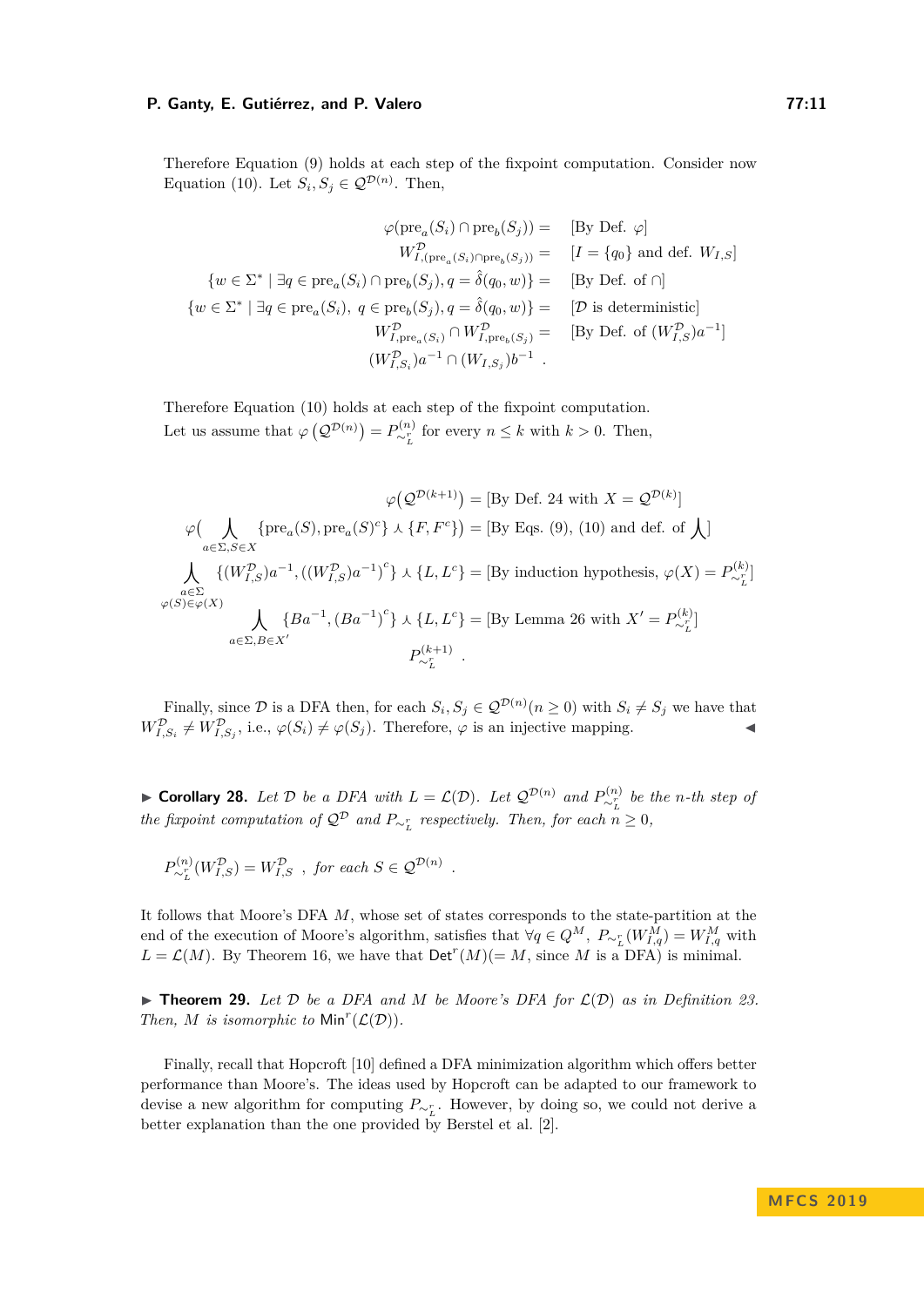Therefore Equation (9) holds at each step of the fixpoint computation. Consider now Equation (10). Let $S_i, S_j \in \mathcal{Q}^{\mathcal{D}(n)}$. Then,

$$
\begin{aligned}
\varphi(\mathrm{pre}_a(S_i) \cap \mathrm{pre}_b(S_j)) = \quad & [\text{By Def. } \varphi] \\
W^{\mathcal{D}}_{I,(\mathrm{pre}_a(S_i)\cap \mathrm{pre}_b(S_j))} = \quad & [I = \{q_0\} \text{ and def. } W_{I,S}] \\
\{w \in \Sigma^* \mid \exists q \in \mathrm{pre}_a(S_i) \cap \mathrm{pre}_b(S_j), q = \hat{\delta}(q_0, w)\} = \quad & [\text{By Def. of } \cap] \\
\{w \in \Sigma^* \mid \exists q \in \mathrm{pre}_a(S_i),\ q \in \mathrm{pre}_b(S_j), q = \hat{\delta}(q_0, w)\} = \quad & [\mathcal{D} \text{ is deterministic}] \\
W^{\mathcal{D}}_{I,\mathrm{pre}_a(S_i)} \cap W^{\mathcal{D}}_{I,\mathrm{pre}_b(S_j)} = \quad & [\text{By Def. of } (W^{\mathcal{D}}_{I,S})a^{-1}] \\
(W^{\mathcal{D}}_{I,S_i})a^{-1} \cap (W_{I,S_j})b^{-1} \quad .
\end{aligned}
$$

Therefore Equation (10) holds at each step of the fixpoint computation.
Let us assume that $\varphi\left(\mathcal{Q}^{\mathcal{D}(n)}\right) = P^{(n)}_{\sim^r_L}$ for every $n \leq k$ with $k > 0$. Then,

$$
\begin{aligned}
\varphi\big(\mathcal{Q}^{\mathcal{D}(k+1)}\big) &= [\text{By Def. 24 with } X = \mathcal{Q}^{\mathcal{D}(k)}] \\
\varphi\Big(\bigcurlywedge_{a\in\Sigma, S\in X} \{\mathrm{pre}_a(S), \mathrm{pre}_a(S)^c\} \curlywedge \{F, F^c\}\Big) &= [\text{By Eqs. (9), (10) and def. of } \textstyle\bigcurlywedge] \\
\bigcurlywedge_{\substack{a\in\Sigma \\ \varphi(S)\in\varphi(X)}} \{(W^{\mathcal{D}}_{I,S})a^{-1}, ((W^{\mathcal{D}}_{I,S})a^{-1})^c\} \curlywedge \{L, L^c\} &= [\text{By induction hypothesis, } \varphi(X) = P^{(k)}_{\sim^r_L}] \\
\bigcurlywedge_{a\in\Sigma, B\in X'} \{Ba^{-1}, (Ba^{-1})^c\} \curlywedge \{L, L^c\} &= [\text{By Lemma 26 with } X' = P^{(k)}_{\sim^r_L}] \\
P^{(k+1)}_{\sim^r_L} \quad .
\end{aligned}
$$

Finally, since $\mathcal{D}$ is a DFA then, for each $S_i, S_j \in \mathcal{Q}^{\mathcal{D}(n)} (n \geq 0)$ with $S_i \neq S_j$ we have that $W^{\mathcal{D}}_{I,S_i} \neq W^{\mathcal{D}}_{I,S_j}$, i.e., $\varphi(S_i) \neq \varphi(S_j)$. Therefore, $\varphi$ is an injective mapping. ◀

▶ **Corollary 28.** *Let $\mathcal{D}$ be a DFA with $L = \mathcal{L}(\mathcal{D})$. Let $\mathcal{Q}^{\mathcal{D}(n)}$ and $P^{(n)}_{\sim^r_L}$ be the n-th step of the fixpoint computation of $\mathcal{Q}^{\mathcal{D}}$ and $P_{\sim^r_L}$ respectively. Then, for each $n \geq 0$,*

$$P^{(n)}_{\sim^r_L}(W^{\mathcal{D}}_{I,S}) = W^{\mathcal{D}}_{I,S} \ \ , \textit{ for each } S \in \mathcal{Q}^{\mathcal{D}(n)} \ \ .$$

It follows that Moore's DFA $M$, whose set of states corresponds to the state-partition at the end of the execution of Moore's algorithm, satisfies that $\forall q \in Q^M,\ P_{\sim^r_L}(W^M_{I,q}) = W^M_{I,q}$ with $L = \mathcal{L}(M)$. By Theorem 16, we have that $\mathsf{Det}^r(M)(= M$, since $M$ is a DFA) is minimal.

▶ **Theorem 29.** *Let $\mathcal{D}$ be a DFA and $M$ be Moore's DFA for $\mathcal{L}(\mathcal{D})$ as in Definition 23. Then, $M$ is isomorphic to $\mathsf{Min}^r(\mathcal{L}(\mathcal{D}))$.*

Finally, recall that Hopcroft [10] defined a DFA minimization algorithm which offers better performance than Moore's. The ideas used by Hopcroft can be adapted to our framework to devise a new algorithm for computing $P_{\sim^r_L}$. However, by doing so, we could not derive a better explanation than the one provided by Berstel et al. [2].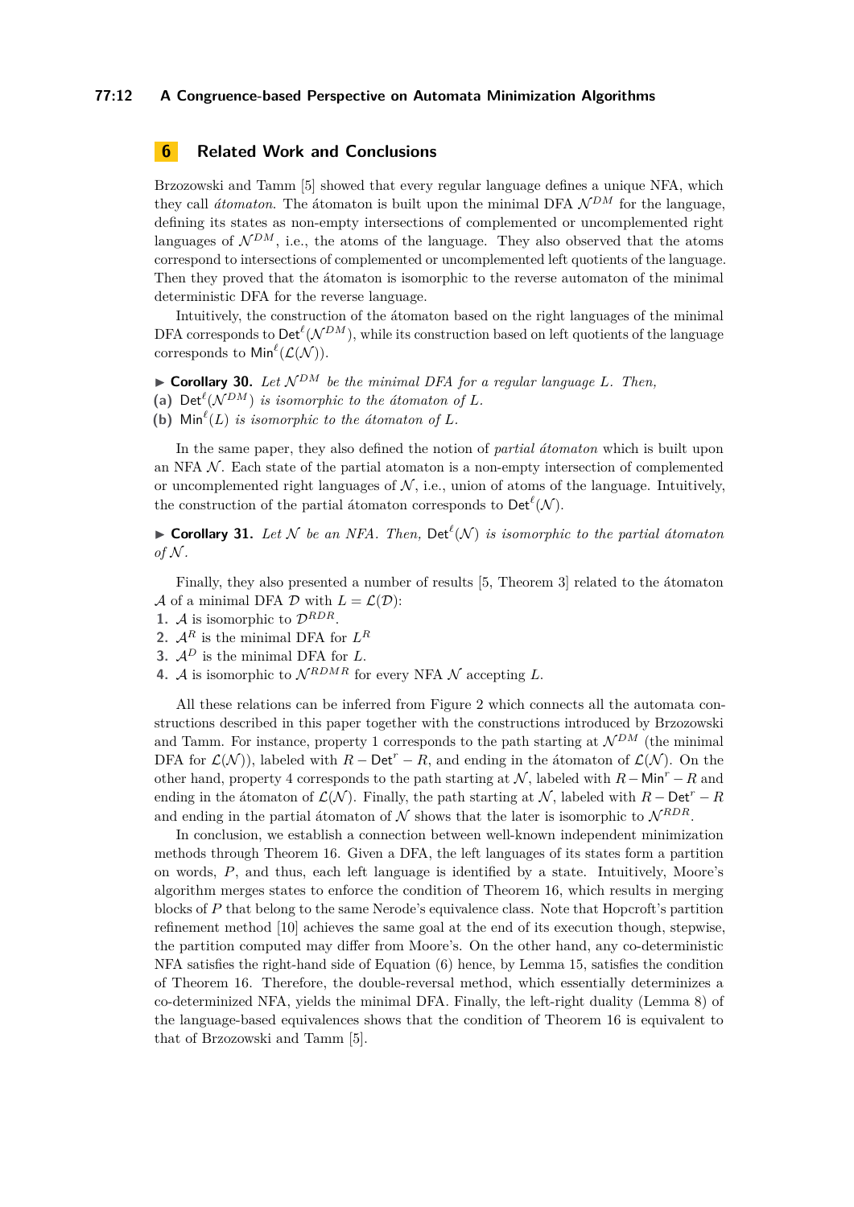## 6 Related Work and Conclusions

Brzozowski and Tamm [5] showed that every regular language defines a unique NFA, which they call *átomaton*. The átomaton is built upon the minimal DFA $\mathcal{N}^{DM}$ for the language, defining its states as non-empty intersections of complemented or uncomplemented right languages of $\mathcal{N}^{DM}$, i.e., the atoms of the language. They also observed that the atoms correspond to intersections of complemented or uncomplemented left quotients of the language. Then they proved that the átomaton is isomorphic to the reverse automaton of the minimal deterministic DFA for the reverse language.

Intuitively, the construction of the átomaton based on the right languages of the minimal DFA corresponds to $\mathsf{Det}^{\ell}(\mathcal{N}^{DM})$, while its construction based on left quotients of the language corresponds to $\mathsf{Min}^{\ell}(\mathcal{L}(\mathcal{N}))$.

▶ **Corollary 30.** *Let $\mathcal{N}^{DM}$ be the minimal DFA for a regular language $L$. Then,*
**(a)** $\mathsf{Det}^{\ell}(\mathcal{N}^{DM})$ *is isomorphic to the átomaton of $L$.*
**(b)** $\mathsf{Min}^{\ell}(L)$ *is isomorphic to the átomaton of $L$.*

In the same paper, they also defined the notion of *partial átomaton* which is built upon an NFA $\mathcal{N}$. Each state of the partial atomaton is a non-empty intersection of complemented or uncomplemented right languages of $\mathcal{N}$, i.e., union of atoms of the language. Intuitively, the construction of the partial átomaton corresponds to $\mathsf{Det}^{\ell}(\mathcal{N})$.

▶ **Corollary 31.** *Let $\mathcal{N}$ be an NFA. Then, $\mathsf{Det}^{\ell}(\mathcal{N})$ is isomorphic to the partial átomaton of $\mathcal{N}$.*

Finally, they also presented a number of results [5, Theorem 3] related to the átomaton $\mathcal{A}$ of a minimal DFA $\mathcal{D}$ with $L = \mathcal{L}(\mathcal{D})$:
1. $\mathcal{A}$ is isomorphic to $\mathcal{D}^{RDR}$.
2. $\mathcal{A}^R$ is the minimal DFA for $L^R$
3. $\mathcal{A}^D$ is the minimal DFA for $L$.
4. $\mathcal{A}$ is isomorphic to $\mathcal{N}^{RDMR}$ for every NFA $\mathcal{N}$ accepting $L$.

All these relations can be inferred from Figure 2 which connects all the automata constructions described in this paper together with the constructions introduced by Brzozowski and Tamm. For instance, property 1 corresponds to the path starting at $\mathcal{N}^{DM}$ (the minimal DFA for $\mathcal{L}(\mathcal{N})$), labeled with $R - \mathsf{Det}^r - R$, and ending in the átomaton of $\mathcal{L}(\mathcal{N})$. On the other hand, property 4 corresponds to the path starting at $\mathcal{N}$, labeled with $R - \mathsf{Min}^r - R$ and ending in the átomaton of $\mathcal{L}(\mathcal{N})$. Finally, the path starting at $\mathcal{N}$, labeled with $R - \mathsf{Det}^r - R$ and ending in the partial átomaton of $\mathcal{N}$ shows that the later is isomorphic to $\mathcal{N}^{RDR}$.

In conclusion, we establish a connection between well-known independent minimization methods through Theorem 16. Given a DFA, the left languages of its states form a partition on words, $P$, and thus, each left language is identified by a state. Intuitively, Moore's algorithm merges states to enforce the condition of Theorem 16, which results in merging blocks of $P$ that belong to the same Nerode's equivalence class. Note that Hopcroft's partition refinement method [10] achieves the same goal at the end of its execution though, stepwise, the partition computed may differ from Moore's. On the other hand, any co-deterministic NFA satisfies the right-hand side of Equation (6) hence, by Lemma 15, satisfies the condition of Theorem 16. Therefore, the double-reversal method, which essentially determinizes a co-determinized NFA, yields the minimal DFA. Finally, the left-right duality (Lemma 8) of the language-based equivalences shows that the condition of Theorem 16 is equivalent to that of Brzozowski and Tamm [5].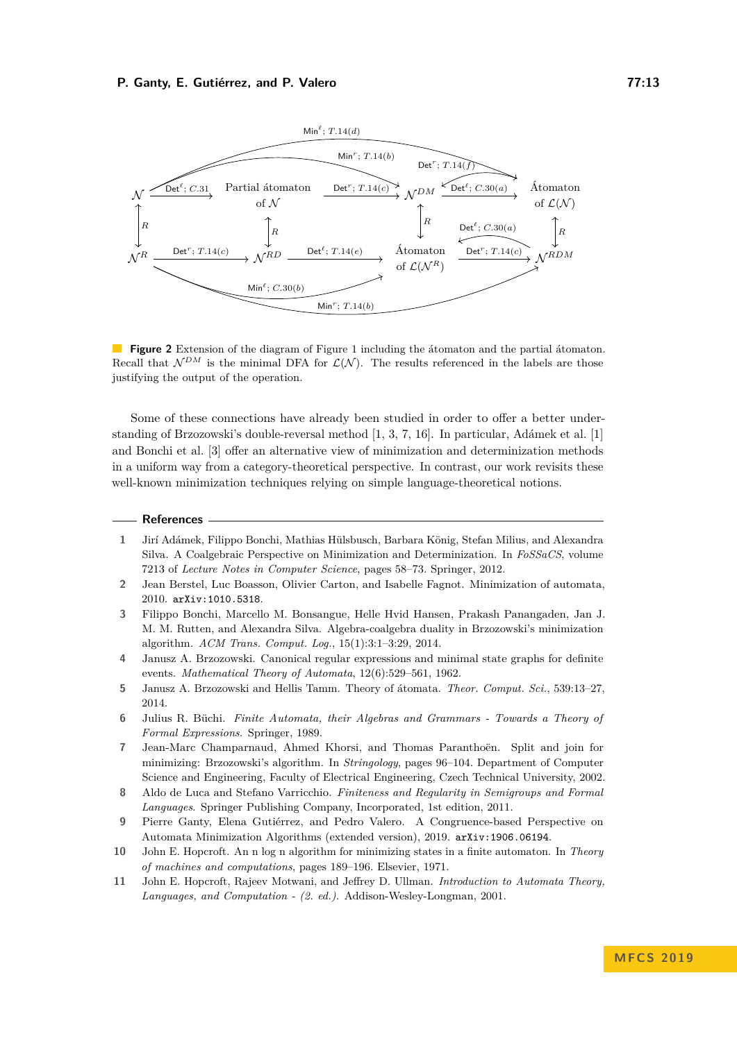**Figure 2** Extension of the diagram of Figure 1 including the átomaton and the partial átomaton. Recall that $\mathcal{N}^{DM}$ is the minimal DFA for $\mathcal{L}(\mathcal{N})$. The results referenced in the labels are those justifying the output of the operation.

Some of these connections have already been studied in order to offer a better understanding of Brzozowski's double-reversal method [1, 3, 7, 16]. In particular, Adámek et al. [1] and Bonchi et al. [3] offer an alternative view of minimization and determinization methods in a uniform way from a category-theoretical perspective. In contrast, our work revisits these well-known minimization techniques relying on simple language-theoretical notions.

## References

1. Jirí Adámek, Filippo Bonchi, Mathias Hülsbusch, Barbara König, Stefan Milius, and Alexandra Silva. A Coalgebraic Perspective on Minimization and Determinization. In *FoSSaCS*, volume 7213 of *Lecture Notes in Computer Science*, pages 58–73. Springer, 2012.
2. Jean Berstel, Luc Boasson, Olivier Carton, and Isabelle Fagnot. Minimization of automata, 2010. `arXiv:1010.5318`.
3. Filippo Bonchi, Marcello M. Bonsangue, Helle Hvid Hansen, Prakash Panangaden, Jan J. M. M. Rutten, and Alexandra Silva. Algebra-coalgebra duality in Brzozowski's minimization algorithm. *ACM Trans. Comput. Log.*, 15(1):3:1–3:29, 2014.
4. Janusz A. Brzozowski. Canonical regular expressions and minimal state graphs for definite events. *Mathematical Theory of Automata*, 12(6):529–561, 1962.
5. Janusz A. Brzozowski and Hellis Tamm. Theory of átomata. *Theor. Comput. Sci.*, 539:13–27, 2014.
6. Julius R. Büchi. *Finite Automata, their Algebras and Grammars - Towards a Theory of Formal Expressions*. Springer, 1989.
7. Jean-Marc Champarnaud, Ahmed Khorsi, and Thomas Paranthoën. Split and join for minimizing: Brzozowski's algorithm. In *Stringology*, pages 96–104. Department of Computer Science and Engineering, Faculty of Electrical Engineering, Czech Technical University, 2002.
8. Aldo de Luca and Stefano Varricchio. *Finiteness and Regularity in Semigroups and Formal Languages*. Springer Publishing Company, Incorporated, 1st edition, 2011.
9. Pierre Ganty, Elena Gutiérrez, and Pedro Valero. A Congruence-based Perspective on Automata Minimization Algorithms (extended version), 2019. `arXiv:1906.06194`.
10. John E. Hopcroft. An n log n algorithm for minimizing states in a finite automaton. In *Theory of machines and computations*, pages 189–196. Elsevier, 1971.
11. John E. Hopcroft, Rajeev Motwani, and Jeffrey D. Ullman. *Introduction to Automata Theory, Languages, and Computation - (2. ed.)*. Addison-Wesley-Longman, 2001.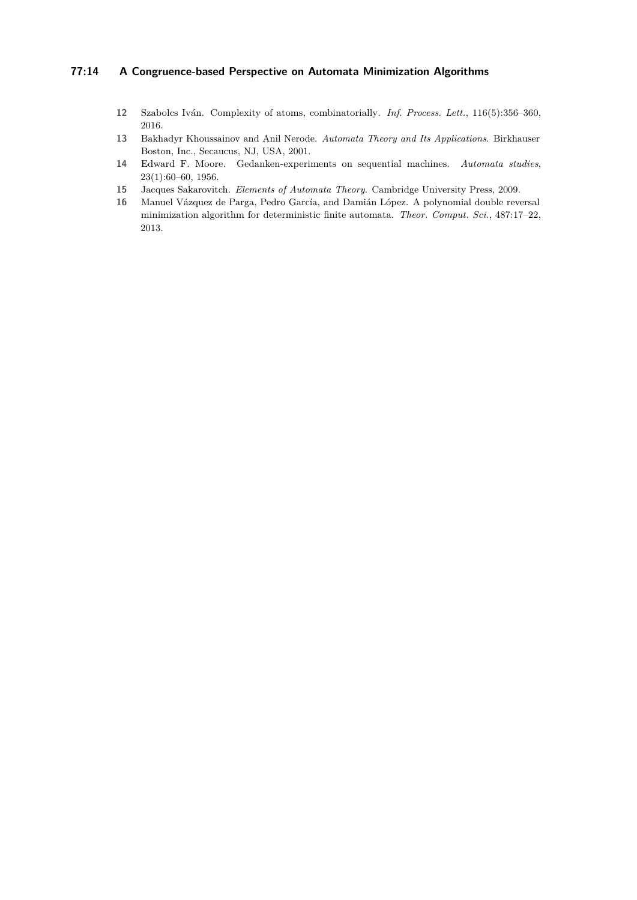12 Szabolcs Iván. Complexity of atoms, combinatorially. *Inf. Process. Lett.*, 116(5):356–360, 2016.

13 Bakhadyr Khoussainov and Anil Nerode. *Automata Theory and Its Applications*. Birkhauser Boston, Inc., Secaucus, NJ, USA, 2001.

14 Edward F. Moore. Gedanken-experiments on sequential machines. *Automata studies*, 23(1):60–60, 1956.

15 Jacques Sakarovitch. *Elements of Automata Theory*. Cambridge University Press, 2009.

16 Manuel Vázquez de Parga, Pedro García, and Damián López. A polynomial double reversal minimization algorithm for deterministic finite automata. *Theor. Comput. Sci.*, 487:17–22, 2013.